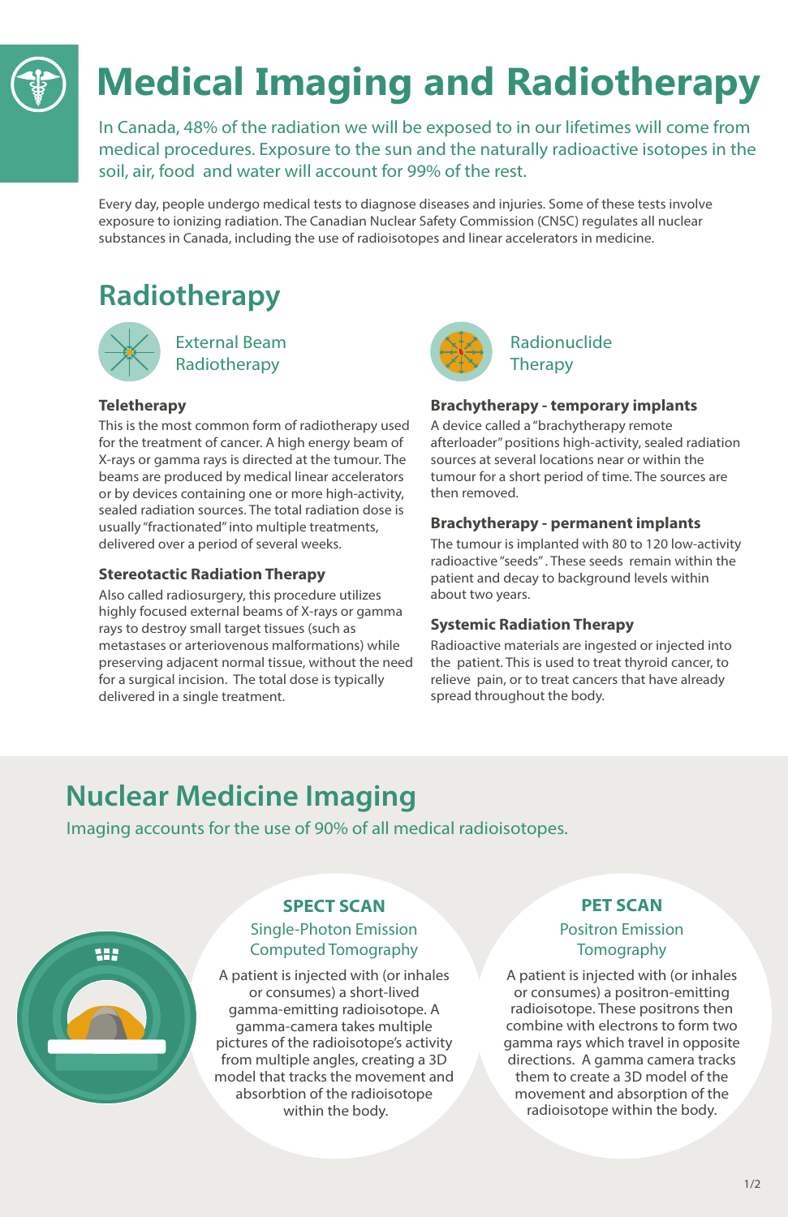# Medical Imaging and Radiotherapy

In Canada, 48% of the radiation we will be exposed to in our lifetimes will come from medical procedures. Exposure to the sun and the naturally radioactive isotopes in the soil, air, food and water will account for 99% of the rest.

Every day, people undergo medical tests to diagnose diseases and injuries. Some of these tests involve exposure to ionizing radiation. The Canadian Nuclear Safety Commission (CNSC) regulates all nuclear substances in Canada, including the use of radioisotopes and linear accelerators in medicine.

## Radiotherapy

### External Beam Radiotherapy

**Teletherapy**

This is the most common form of radiotherapy used for the treatment of cancer. A high energy beam of X-rays or gamma rays is directed at the tumour. The beams are produced by medical linear accelerators or by devices containing one or more high-activity, sealed radiation sources. The total radiation dose is usually "fractionated" into multiple treatments, delivered over a period of several weeks.

**Stereotactic Radiation Therapy**

Also called radiosurgery, this procedure utilizes highly focused external beams of X-rays or gamma rays to destroy small target tissues (such as metastases or arteriovenous malformations) while preserving adjacent normal tissue, without the need for a surgical incision. The total dose is typically delivered in a single treatment.

### Radionuclide Therapy

**Brachytherapy - temporary implants**

A device called a "brachytherapy remote afterloader" positions high-activity, sealed radiation sources at several locations near or within the tumour for a short period of time. The sources are then removed.

**Brachytherapy - permanent implants**

The tumour is implanted with 80 to 120 low-activity radioactive "seeds". These seeds remain within the patient and decay to background levels within about two years.

**Systemic Radiation Therapy**

Radioactive materials are ingested or injected into the patient. This is used to treat thyroid cancer, to relieve pain, or to treat cancers that have already spread throughout the body.

## Nuclear Medicine Imaging

Imaging accounts for the use of 90% of all medical radioisotopes.

### SPECT SCAN

Single-Photon Emission Computed Tomography

A patient is injected with (or inhales or consumes) a short-lived gamma-emitting radioisotope. A gamma-camera takes multiple pictures of the radioisotope's activity from multiple angles, creating a 3D model that tracks the movement and absorbtion of the radioisotope within the body.

### PET SCAN

Positron Emission Tomography

A patient is injected with (or inhales or consumes) a positron-emitting radioisotope. These positrons then combine with electrons to form two gamma rays which travel in opposite directions. A gamma camera tracks them to create a 3D model of the movement and absorption of the radioisotope within the body.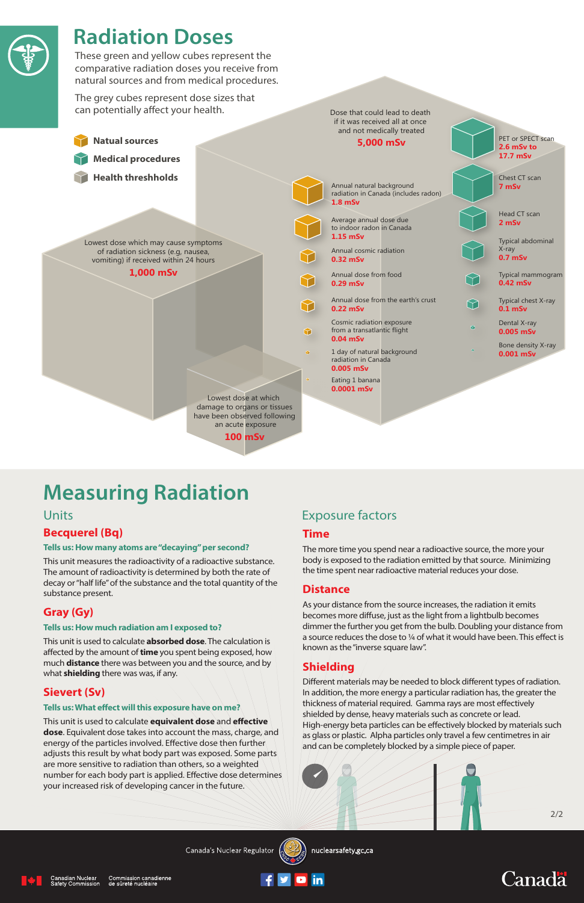# Radiation Doses

These green and yellow cubes represent the comparative radiation doses you receive from natural sources and from medical procedures.

The grey cubes represent dose sizes that can potentially affect your health.

- Natual sources
- Medical procedures
- Health threshholds

Dose that could lead to death if it was received all at once and not medically treated
**5,000 mSv**

Lowest dose which may cause symptoms of radiation sickness (e.g, nausea, vomiting) if received within 24 hours
**1,000 mSv**

Lowest dose at which damage to organs or tissues have been observed following an acute exposure
**100 mSv**

Annual natural background radiation in Canada (includes radon)
**1.8 mSv**

Average annual dose due to indoor radon in Canada
**1.15 mSv**

Annual cosmic radiation
**0.32 mSv**

Annual dose from food
**0.29 mSv**

Annual dose from the earth's crust
**0.22 mSv**

Cosmic radiation exposure from a transatlantic flight
**0.04 mSv**

1 day of natural background radiation in Canada
**0.005 mSv**

Eating 1 banana
**0.0001 mSv**

PET or SPECT scan
**2.6 mSv to 17.7 mSv**

Chest CT scan
**7 mSv**

Head CT scan
**2 mSv**

Typical abdominal X-ray
**0.7 mSv**

Typical mammogram
**0.42 mSv**

Typical chest X-ray
**0.1 mSv**

Dental X-ray
**0.005 mSv**

Bone density X-ray
**0.001 mSv**

# Measuring Radiation

## Units

### Becquerel (Bq)

**Tells us: How many atoms are "decaying" per second?**

This unit measures the radioactivity of a radioactive substance. The amount of radioactivity is determined by both the rate of decay or "half life" of the substance and the total quantity of the substance present.

### Gray (Gy)

**Tells us: How much radiation am I exposed to?**

This unit is used to calculate **absorbed dose**. The calculation is affected by the amount of **time** you spent being exposed, how much **distance** there was between you and the source, and by what **shielding** there was was, if any.

### Sievert (Sv)

**Tells us: What effect will this exposure have on me?**

This unit is used to calculate **equivalent dose** and **effective dose**. Equivalent dose takes into account the mass, charge, and energy of the particles involved. Effective dose then further adjusts this result by what body part was exposed. Some parts are more sensitive to radiation than others, so a weighted number for each body part is applied. Effective dose determines your increased risk of developing cancer in the future.

## Exposure factors

### Time

The more time you spend near a radioactive source, the more your body is exposed to the radiation emitted by that source. Minimizing the time spent near radioactive material reduces your dose.

### Distance

As your distance from the source increases, the radiation it emits becomes more diffuse, just as the light from a lightbulb becomes dimmer the further you get from the bulb. Doubling your distance from a source reduces the dose to ¼ of what it would have been. This effect is known as the "inverse square law".

### Shielding

Different materials may be needed to block different types of radiation. In addition, the more energy a particular radiation has, the greater the thickness of material required. Gamma rays are most effectively shielded by dense, heavy materials such as concrete or lead. High-energy beta particles can be effectively blocked by materials such as glass or plastic. Alpha particles only travel a few centimetres in air and can be completely blocked by a simple piece of paper.

Canada's Nuclear Regulator nuclearsafety.gc.ca

Canadian Nuclear Safety Commission / Commission canadienne de sûreté nucléaire

Canada